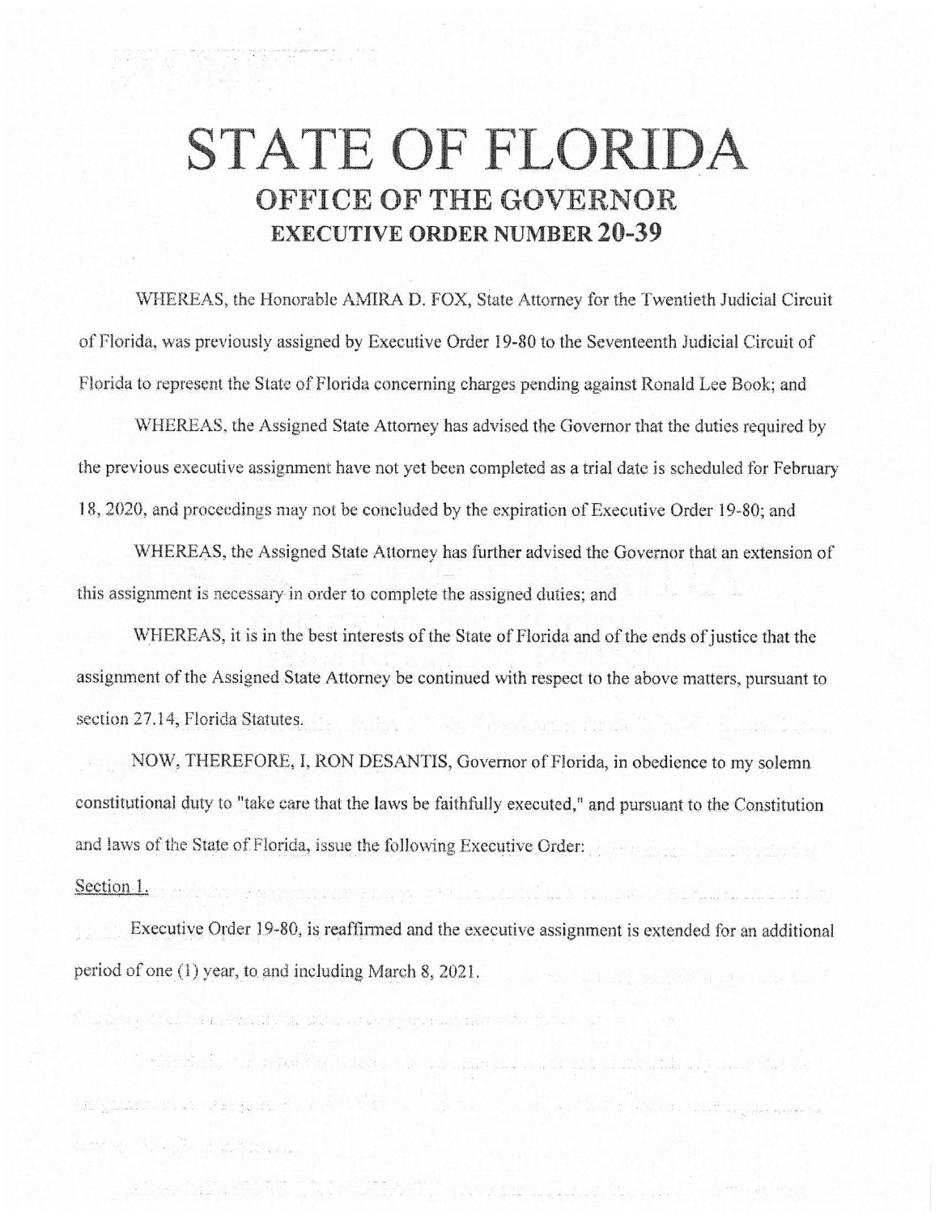# STATE OF FLORIDA

## OFFICE OF THE GOVERNOR

### EXECUTIVE ORDER NUMBER 20-39

WHEREAS, the Honorable AMIRA D. FOX, State Attorney for the Twentieth Judicial Circuit of Florida, was previously assigned by Executive Order 19-80 to the Seventeenth Judicial Circuit of Florida to represent the State of Florida concerning charges pending against Ronald Lee Book; and

WHEREAS, the Assigned State Attorney has advised the Governor that the duties required by the previous executive assignment have not yet been completed as a trial date is scheduled for February 18, 2020, and proceedings may not be concluded by the expiration of Executive Order 19-80; and

WHEREAS, the Assigned State Attorney has further advised the Governor that an extension of this assignment is necessary in order to complete the assigned duties; and

WHEREAS, it is in the best interests of the State of Florida and of the ends of justice that the assignment of the Assigned State Attorney be continued with respect to the above matters, pursuant to section 27.14, Florida Statutes.

NOW, THEREFORE, I, RON DESANTIS, Governor of Florida, in obedience to my solemn constitutional duty to "take care that the laws be faithfully executed," and pursuant to the Constitution and laws of the State of Florida, issue the following Executive Order:

Section 1.

Executive Order 19-80, is reaffirmed and the executive assignment is extended for an additional period of one (1) year, to and including March 8, 2021.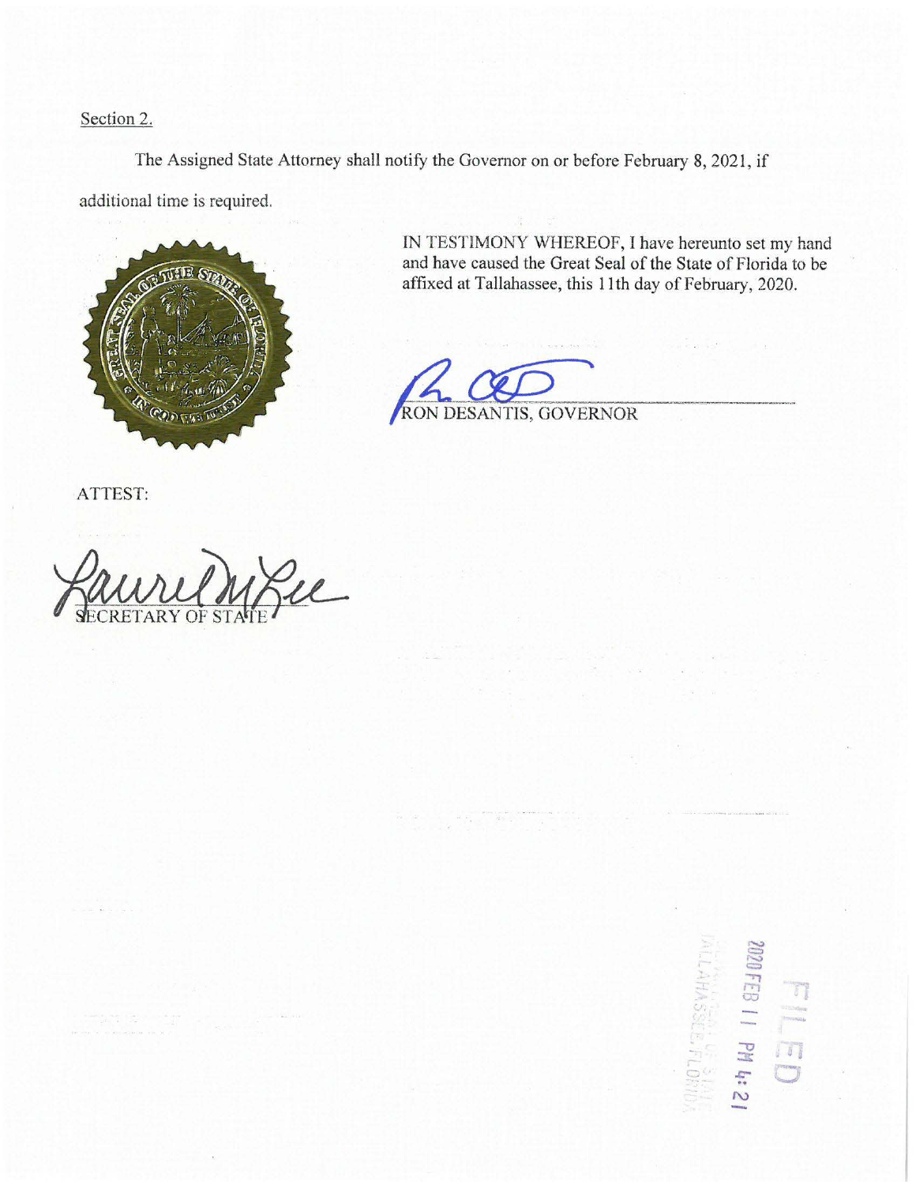Section 2.

The Assigned State Attorney shall notify the Governor on or before February 8, 2021, if additional time is required.

IN TESTIMONY WHEREOF, I have hereunto set my hand and have caused the Great Seal of the State of Florida to be affixed at Tallahassee, this 11th day of February, 2020.

RON DESANTIS, GOVERNOR

ATTEST:

SECRETARY OF STATE

FILED

2020 FEB 11 PM 4:21

DEPARTMENT OF STATE
TALLAHASSEE, FLORIDA